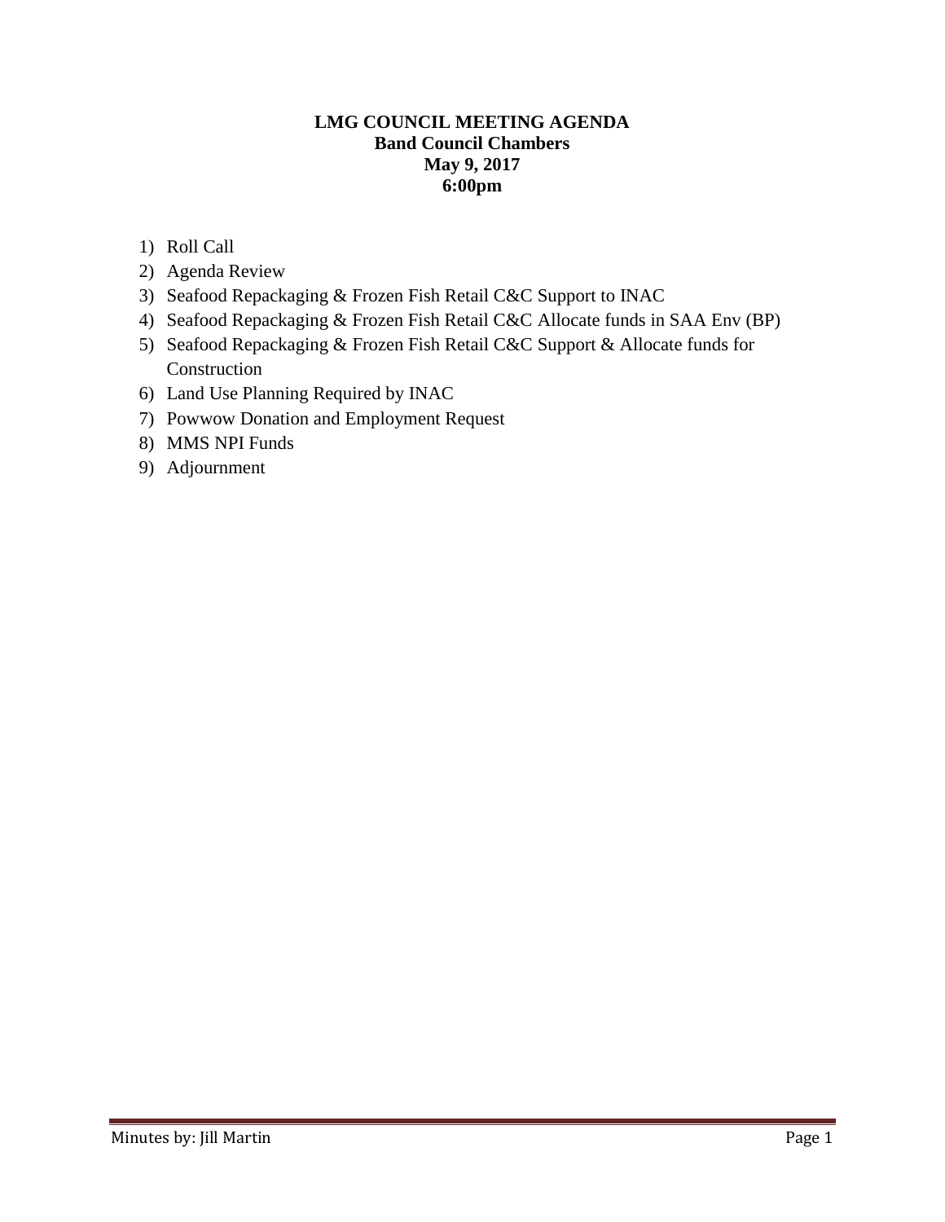# LMG COUNCIL MEETING AGENDA

**Band Council Chambers**
**May 9, 2017**
**6:00pm**

1) Roll Call
2) Agenda Review
3) Seafood Repackaging & Frozen Fish Retail C&C Support to INAC
4) Seafood Repackaging & Frozen Fish Retail C&C Allocate funds in SAA Env (BP)
5) Seafood Repackaging & Frozen Fish Retail C&C Support & Allocate funds for Construction
6) Land Use Planning Required by INAC
7) Powwow Donation and Employment Request
8) MMS NPI Funds
9) Adjournment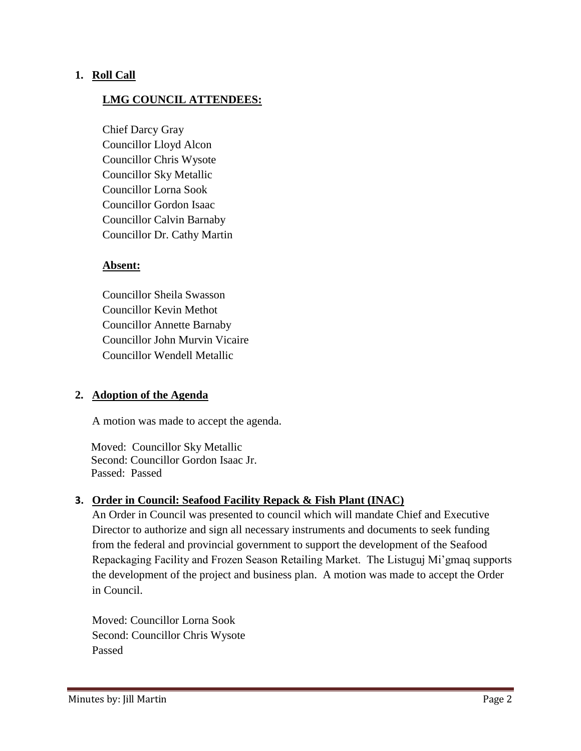1. **Roll Call**

   **LMG COUNCIL ATTENDEES:**

   Chief Darcy Gray
   Councillor Lloyd Alcon
   Councillor Chris Wysote
   Councillor Sky Metallic
   Councillor Lorna Sook
   Councillor Gordon Isaac
   Councillor Calvin Barnaby
   Councillor Dr. Cathy Martin

   **Absent:**

   Councillor Sheila Swasson
   Councillor Kevin Methot
   Councillor Annette Barnaby
   Councillor John Murvin Vicaire
   Councillor Wendell Metallic

2. **Adoption of the Agenda**

   A motion was made to accept the agenda.

   Moved: Councillor Sky Metallic
   Second: Councillor Gordon Isaac Jr.
   Passed: Passed

3. **Order in Council: Seafood Facility Repack & Fish Plant (INAC)**

   An Order in Council was presented to council which will mandate Chief and Executive Director to authorize and sign all necessary instruments and documents to seek funding from the federal and provincial government to support the development of the Seafood Repackaging Facility and Frozen Season Retailing Market. The Listuguj Mi'gmaq supports the development of the project and business plan. A motion was made to accept the Order in Council.

   Moved: Councillor Lorna Sook
   Second: Councillor Chris Wysote
   Passed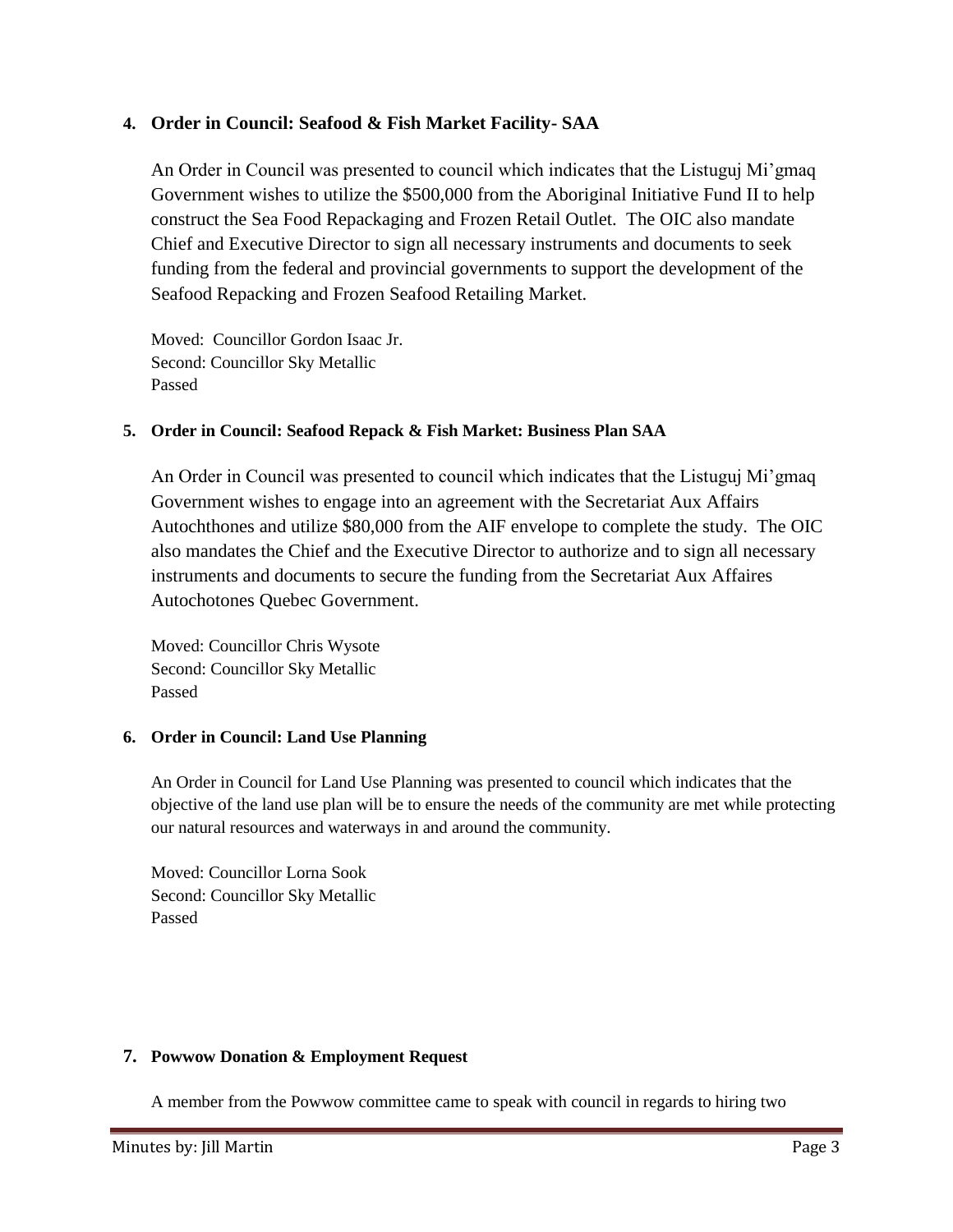**4. Order in Council: Seafood & Fish Market Facility- SAA**

An Order in Council was presented to council which indicates that the Listuguj Mi'gmaq Government wishes to utilize the $500,000 from the Aboriginal Initiative Fund II to help construct the Sea Food Repackaging and Frozen Retail Outlet. The OIC also mandate Chief and Executive Director to sign all necessary instruments and documents to seek funding from the federal and provincial governments to support the development of the Seafood Repacking and Frozen Seafood Retailing Market.

Moved: Councillor Gordon Isaac Jr.
Second: Councillor Sky Metallic
Passed

**5. Order in Council: Seafood Repack & Fish Market: Business Plan SAA**

An Order in Council was presented to council which indicates that the Listuguj Mi'gmaq Government wishes to engage into an agreement with the Secretariat Aux Affairs Autochthones and utilize $80,000 from the AIF envelope to complete the study. The OIC also mandates the Chief and the Executive Director to authorize and to sign all necessary instruments and documents to secure the funding from the Secretariat Aux Affaires Autochotones Quebec Government.

Moved: Councillor Chris Wysote
Second: Councillor Sky Metallic
Passed

**6. Order in Council: Land Use Planning**

An Order in Council for Land Use Planning was presented to council which indicates that the objective of the land use plan will be to ensure the needs of the community are met while protecting our natural resources and waterways in and around the community.

Moved: Councillor Lorna Sook
Second: Councillor Sky Metallic
Passed

**7. Powwow Donation & Employment Request**

A member from the Powwow committee came to speak with council in regards to hiring two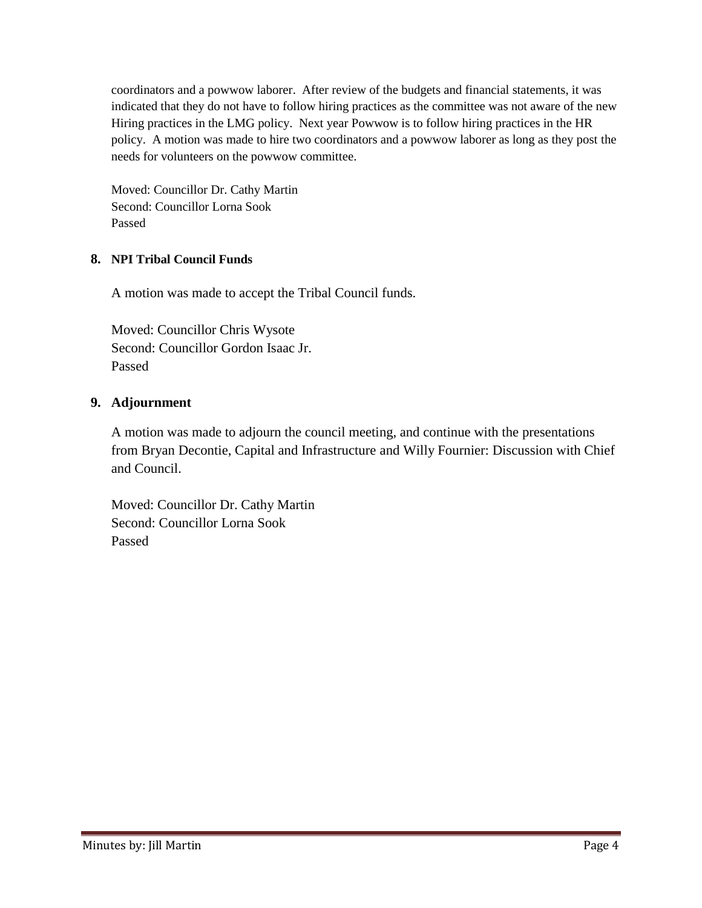coordinators and a powwow laborer. After review of the budgets and financial statements, it was indicated that they do not have to follow hiring practices as the committee was not aware of the new Hiring practices in the LMG policy. Next year Powwow is to follow hiring practices in the HR policy. A motion was made to hire two coordinators and a powwow laborer as long as they post the needs for volunteers on the powwow committee.

Moved: Councillor Dr. Cathy Martin  
Second: Councillor Lorna Sook  
Passed

## 8. NPI Tribal Council Funds

A motion was made to accept the Tribal Council funds.

Moved: Councillor Chris Wysote  
Second: Councillor Gordon Isaac Jr.  
Passed

## 9. Adjournment

A motion was made to adjourn the council meeting, and continue with the presentations from Bryan Decontie, Capital and Infrastructure and Willy Fournier: Discussion with Chief and Council.

Moved: Councillor Dr. Cathy Martin  
Second: Councillor Lorna Sook  
Passed